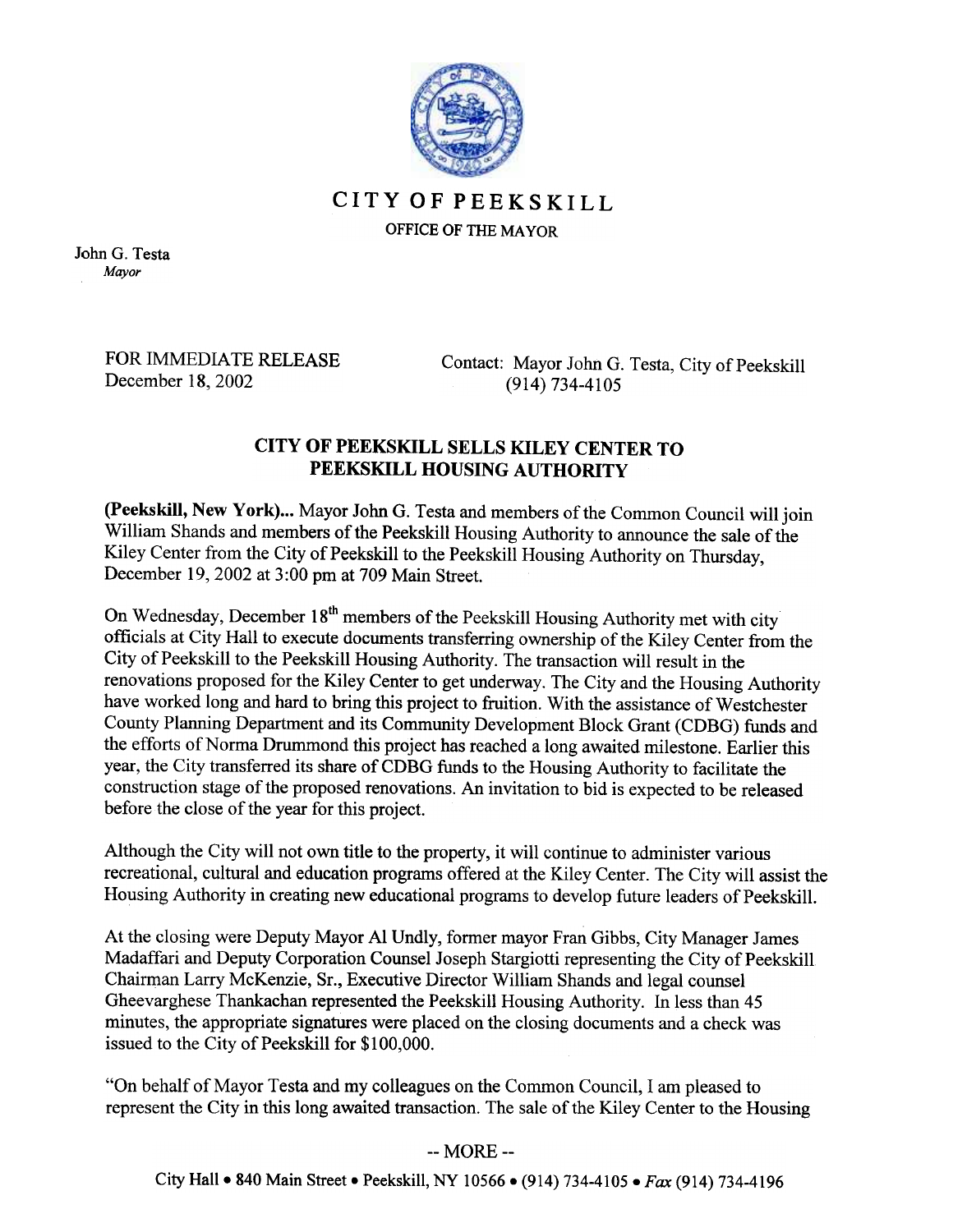# CITY OF PEEKSKILL

OFFICE OF THE MAYOR

John G. Testa
*Mayor*

FOR IMMEDIATE RELEASE
December 18, 2002

Contact: Mayor John G. Testa, City of Peekskill
(914) 734-4105

## CITY OF PEEKSKILL SELLS KILEY CENTER TO PEEKSKILL HOUSING AUTHORITY

**(Peekskill, New York)...** Mayor John G. Testa and members of the Common Council will join William Shands and members of the Peekskill Housing Authority to announce the sale of the Kiley Center from the City of Peekskill to the Peekskill Housing Authority on Thursday, December 19, 2002 at 3:00 pm at 709 Main Street.

On Wednesday, December 18th members of the Peekskill Housing Authority met with city officials at City Hall to execute documents transferring ownership of the Kiley Center from the City of Peekskill to the Peekskill Housing Authority. The transaction will result in the renovations proposed for the Kiley Center to get underway. The City and the Housing Authority have worked long and hard to bring this project to fruition. With the assistance of Westchester County Planning Department and its Community Development Block Grant (CDBG) funds and the efforts of Norma Drummond this project has reached a long awaited milestone. Earlier this year, the City transferred its share of CDBG funds to the Housing Authority to facilitate the construction stage of the proposed renovations. An invitation to bid is expected to be released before the close of the year for this project.

Although the City will not own title to the property, it will continue to administer various recreational, cultural and education programs offered at the Kiley Center. The City will assist the Housing Authority in creating new educational programs to develop future leaders of Peekskill.

At the closing were Deputy Mayor Al Undly, former mayor Fran Gibbs, City Manager James Madaffari and Deputy Corporation Counsel Joseph Stargiotti representing the City of Peekskill Chairman Larry McKenzie, Sr., Executive Director William Shands and legal counsel Gheevarghese Thankachan represented the Peekskill Housing Authority. In less than 45 minutes, the appropriate signatures were placed on the closing documents and a check was issued to the City of Peekskill for $100,000.

"On behalf of Mayor Testa and my colleagues on the Common Council, I am pleased to represent the City in this long awaited transaction. The sale of the Kiley Center to the Housing

-- MORE --

City Hall • 840 Main Street • Peekskill, NY 10566 • (914) 734-4105 • *Fax* (914) 734-4196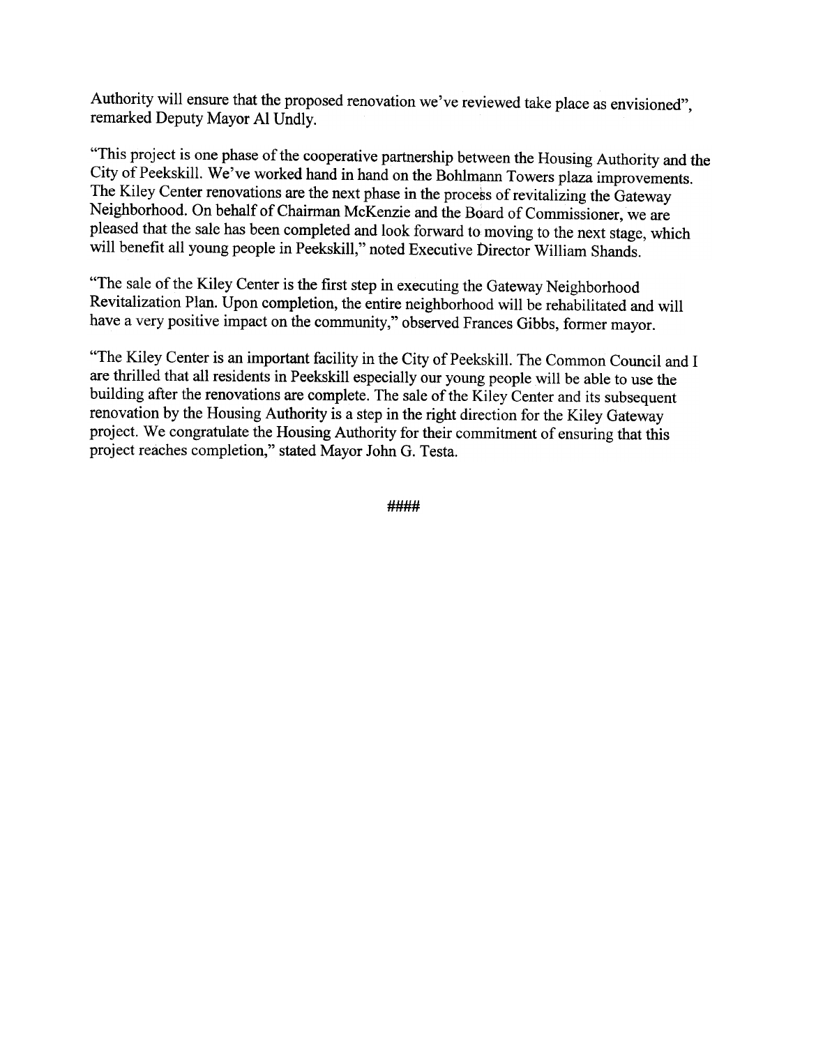Authority will ensure that the proposed renovation we've reviewed take place as envisioned", remarked Deputy Mayor Al Undly.

"This project is one phase of the cooperative partnership between the Housing Authority and the City of Peekskill. We've worked hand in hand on the Bohlmann Towers plaza improvements. The Kiley Center renovations are the next phase in the process of revitalizing the Gateway Neighborhood. On behalf of Chairman McKenzie and the Board of Commissioner, we are pleased that the sale has been completed and look forward to moving to the next stage, which will benefit all young people in Peekskill," noted Executive Director William Shands.

"The sale of the Kiley Center is the first step in executing the Gateway Neighborhood Revitalization Plan. Upon completion, the entire neighborhood will be rehabilitated and will have a very positive impact on the community," observed Frances Gibbs, former mayor.

"The Kiley Center is an important facility in the City of Peekskill. The Common Council and I are thrilled that all residents in Peekskill especially our young people will be able to use the building after the renovations are complete. The sale of the Kiley Center and its subsequent renovation by the Housing Authority is a step in the right direction for the Kiley Gateway project. We congratulate the Housing Authority for their commitment of ensuring that this project reaches completion," stated Mayor John G. Testa.

####